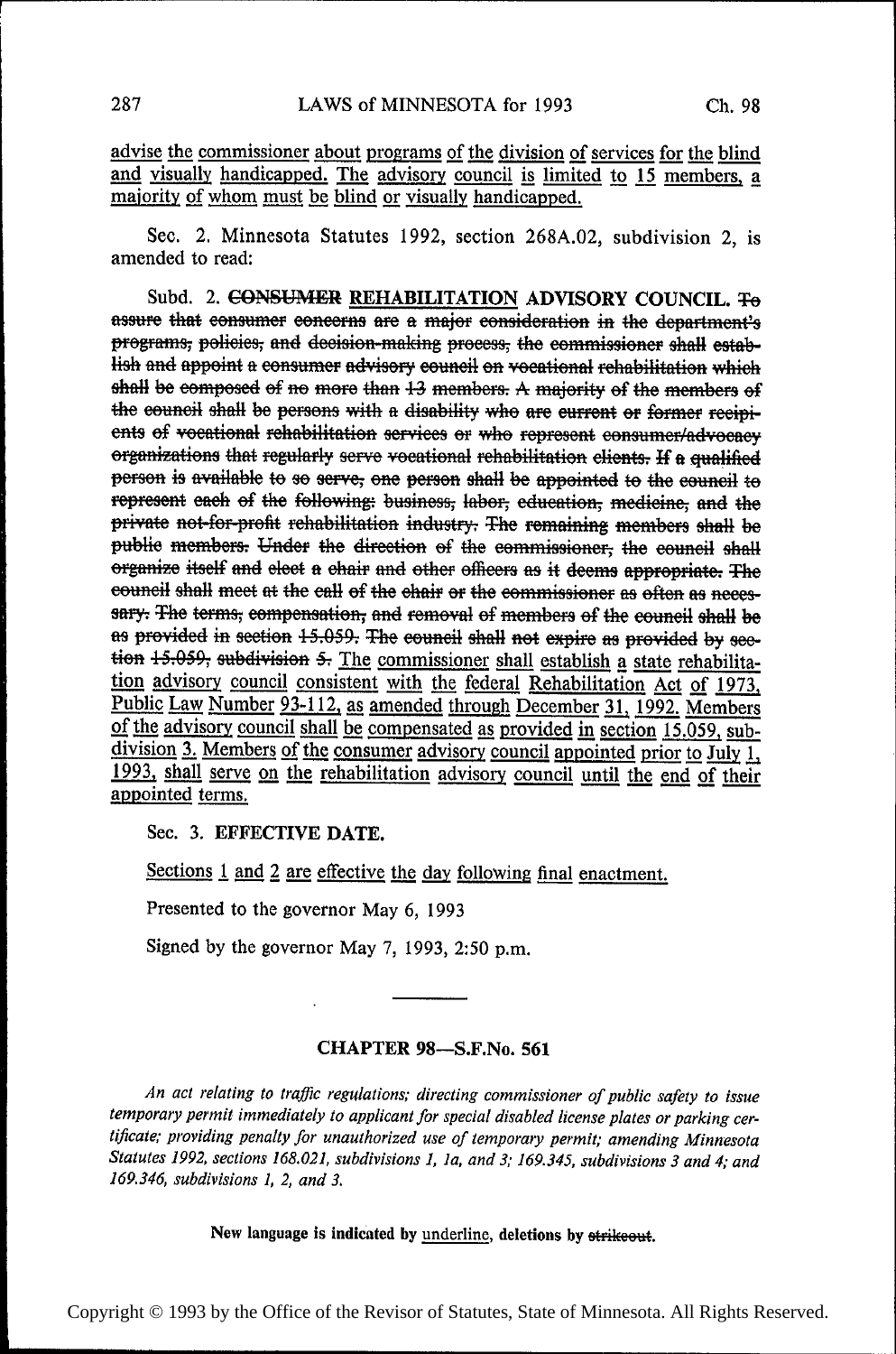<u>advise the commissioner about programs of the division of services for the blind and visually handicapped. The advisory council is limited to 15 members, a majority of whom must be blind or visually handicapped.</u>

Sec. 2. Minnesota Statutes 1992, section 268A.02, subdivision 2, is amended to read:

Subd. 2. ~~CONSUMER~~ <u>REHABILITATION</u> ADVISORY COUNCIL. ~~To assure that consumer concerns are a major consideration in the department's programs, policies, and decision-making process, the commissioner shall establish and appoint a consumer advisory council on vocational rehabilitation which shall be composed of no more than 13 members. A majority of the members of the council shall be persons with a disability who are current or former recipients of vocational rehabilitation services or who represent consumer/advocacy organizations that regularly serve vocational rehabilitation clients. If a qualified person is available to so serve, one person shall be appointed to the council to represent each of the following: business, labor, education, medicine, and the private not-for-profit rehabilitation industry. The remaining members shall be public members. Under the direction of the commissioner, the council shall organize itself and elect a chair and other officers as it deems appropriate. The council shall meet at the call of the chair or the commissioner as often as necessary. The terms, compensation, and removal of members of the council shall be as provided in section 15.059. The council shall not expire as provided by section 15.059, subdivision 5.~~ <u>The commissioner shall establish a state rehabilitation advisory council consistent with the federal Rehabilitation Act of 1973, Public Law Number 93-112, as amended through December 31, 1992. Members of the advisory council shall be compensated as provided in section 15.059, subdivision 3. Members of the consumer advisory council appointed prior to July 1, 1993, shall serve on the rehabilitation advisory council until the end of their appointed terms.</u>

Sec. 3. **EFFECTIVE DATE.**

<u>Sections 1 and 2 are effective the day following final enactment.</u>

Presented to the governor May 6, 1993

Signed by the governor May 7, 1993, 2:50 p.m.

---

## CHAPTER 98—S.F.No. 561

*An act relating to traffic regulations; directing commissioner of public safety to issue temporary permit immediately to applicant for special disabled license plates or parking certificate; providing penalty for unauthorized use of temporary permit; amending Minnesota Statutes 1992, sections 168.021, subdivisions 1, 1a, and 3; 169.345, subdivisions 3 and 4; and 169.346, subdivisions 1, 2, and 3.*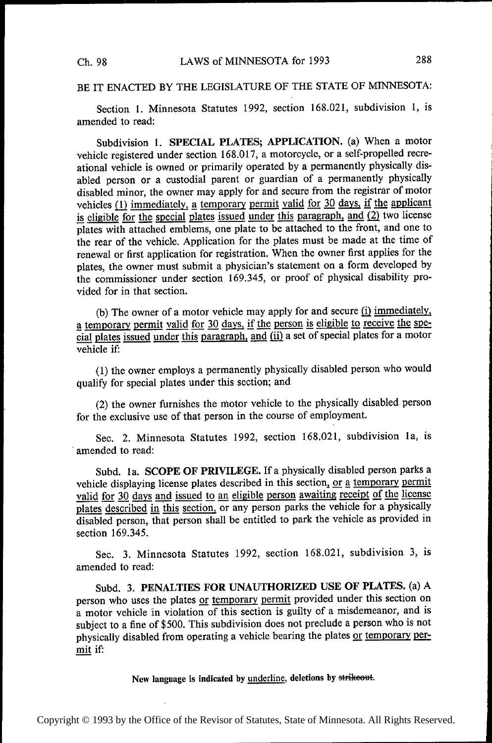BE IT ENACTED BY THE LEGISLATURE OF THE STATE OF MINNESOTA:

Section 1. Minnesota Statutes 1992, section 168.021, subdivision 1, is amended to read:

Subdivision 1. **SPECIAL PLATES; APPLICATION.** (a) When a motor vehicle registered under section 168.017, a motorcycle, or a self-propelled recreational vehicle is owned or primarily operated by a permanently physically disabled person or a custodial parent or guardian of a permanently physically disabled minor, the owner may apply for and secure from the registrar of motor vehicles <u>(1) immediately, a temporary permit valid for 30 days, if the applicant is eligible for the special plates issued under this paragraph, and (2)</u> two license plates with attached emblems, one plate to be attached to the front, and one to the rear of the vehicle. Application for the plates must be made at the time of renewal or first application for registration. When the owner first applies for the plates, the owner must submit a physician's statement on a form developed by the commissioner under section 169.345, or proof of physical disability provided for in that section.

(b) The owner of a motor vehicle may apply for and secure <u>(i) immediately, a temporary permit valid for 30 days, if the person is eligible to receive the special plates issued under this paragraph, and (ii)</u> a set of special plates for a motor vehicle if:

(1) the owner employs a permanently physically disabled person who would qualify for special plates under this section; and

(2) the owner furnishes the motor vehicle to the physically disabled person for the exclusive use of that person in the course of employment.

Sec. 2. Minnesota Statutes 1992, section 168.021, subdivision 1a, is amended to read:

Subd. 1a. **SCOPE OF PRIVILEGE.** If a physically disabled person parks a vehicle displaying license plates described in this section<u>, or a temporary permit valid for 30 days and issued to an eligible person awaiting receipt of the license plates described in this section,</u> or any person parks the vehicle for a physically disabled person, that person shall be entitled to park the vehicle as provided in section 169.345.

Sec. 3. Minnesota Statutes 1992, section 168.021, subdivision 3, is amended to read:

Subd. 3. **PENALTIES FOR UNAUTHORIZED USE OF PLATES.** (a) A person who uses the plates <u>or temporary permit</u> provided under this section on a motor vehicle in violation of this section is guilty of a misdemeanor, and is subject to a fine of $500. This subdivision does not preclude a person who is not physically disabled from operating a vehicle bearing the plates <u>or temporary permit</u> if:

**New language is indicated by <u>underline</u>, deletions by ~~strikeout~~.**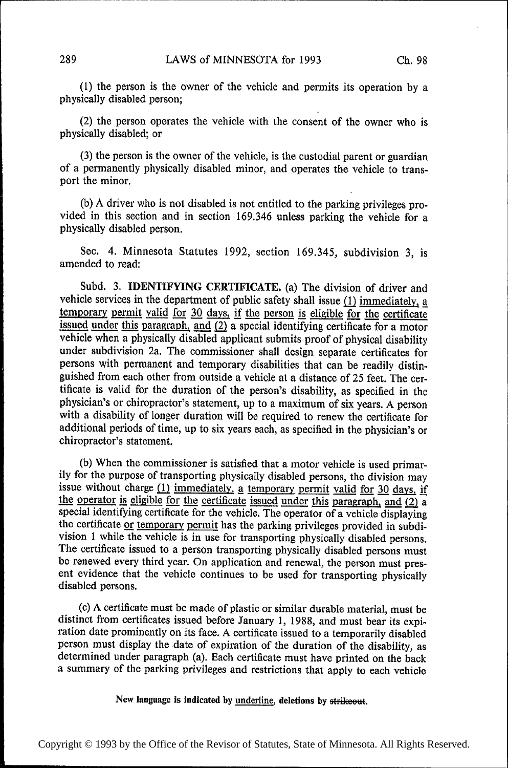(1) the person is the owner of the vehicle and permits its operation by a physically disabled person;

(2) the person operates the vehicle with the consent of the owner who is physically disabled; or

(3) the person is the owner of the vehicle, is the custodial parent or guardian of a permanently physically disabled minor, and operates the vehicle to transport the minor.

(b) A driver who is not disabled is not entitled to the parking privileges provided in this section and in section 169.346 unless parking the vehicle for a physically disabled person.

Sec. 4. Minnesota Statutes 1992, section 169.345, subdivision 3, is amended to read:

Subd. 3. **IDENTIFYING CERTIFICATE.** (a) The division of driver and vehicle services in the department of public safety shall issue <u>(1) immediately, a temporary permit valid for 30 days, if the person is eligible for the certificate issued under this paragraph, and (2)</u> a special identifying certificate for a motor vehicle when a physically disabled applicant submits proof of physical disability under subdivision 2a. The commissioner shall design separate certificates for persons with permanent and temporary disabilities that can be readily distinguished from each other from outside a vehicle at a distance of 25 feet. The certificate is valid for the duration of the person's disability, as specified in the physician's or chiropractor's statement, up to a maximum of six years. A person with a disability of longer duration will be required to renew the certificate for additional periods of time, up to six years each, as specified in the physician's or chiropractor's statement.

(b) When the commissioner is satisfied that a motor vehicle is used primarily for the purpose of transporting physically disabled persons, the division may issue without charge <u>(1) immediately, a temporary permit valid for 30 days, if the operator is eligible for the certificate issued under this paragraph, and (2)</u> a special identifying certificate for the vehicle. The operator of a vehicle displaying the certificate <u>or temporary permit</u> has the parking privileges provided in subdivision 1 while the vehicle is in use for transporting physically disabled persons. The certificate issued to a person transporting physically disabled persons must be renewed every third year. On application and renewal, the person must present evidence that the vehicle continues to be used for transporting physically disabled persons.

(c) A certificate must be made of plastic or similar durable material, must be distinct from certificates issued before January 1, 1988, and must bear its expiration date prominently on its face. A certificate issued to a temporarily disabled person must display the date of expiration of the duration of the disability, as determined under paragraph (a). Each certificate must have printed on the back a summary of the parking privileges and restrictions that apply to each vehicle

**New language is indicated by <u>underline</u>, deletions by ~~strikeout~~.**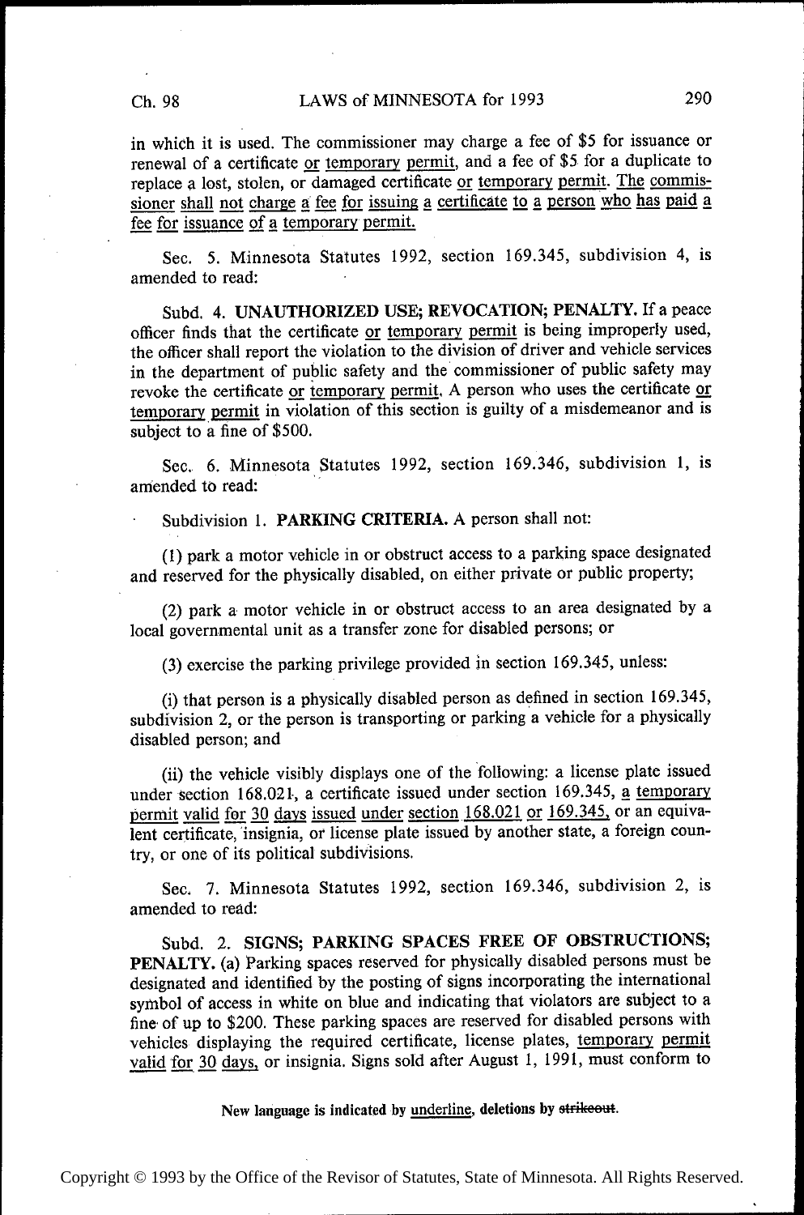in which it is used. The commissioner may charge a fee of $5 for issuance or renewal of a certificate <u>or temporary permit</u>, and a fee of $5 for a duplicate to replace a lost, stolen, or damaged certificate <u>or temporary permit</u>. <u>The commissioner shall not charge a fee for issuing a certificate to a person who has paid a fee for issuance of a temporary permit.</u>

Sec. 5. Minnesota Statutes 1992, section 169.345, subdivision 4, is amended to read:

Subd. 4. **UNAUTHORIZED USE; REVOCATION; PENALTY.** If a peace officer finds that the certificate <u>or temporary permit</u> is being improperly used, the officer shall report the violation to the division of driver and vehicle services in the department of public safety and the commissioner of public safety may revoke the certificate <u>or temporary permit</u>. A person who uses the certificate <u>or temporary permit</u> in violation of this section is guilty of a misdemeanor and is subject to a fine of $500.

Sec. 6. Minnesota Statutes 1992, section 169.346, subdivision 1, is amended to read:

Subdivision 1. **PARKING CRITERIA.** A person shall not:

(1) park a motor vehicle in or obstruct access to a parking space designated and reserved for the physically disabled, on either private or public property;

(2) park a motor vehicle in or obstruct access to an area designated by a local governmental unit as a transfer zone for disabled persons; or

(3) exercise the parking privilege provided in section 169.345, unless:

(i) that person is a physically disabled person as defined in section 169.345, subdivision 2, or the person is transporting or parking a vehicle for a physically disabled person; and

(ii) the vehicle visibly displays one of the following: a license plate issued under section 168.021, a certificate issued under section 169.345, <u>a temporary permit valid for 30 days issued under section 168.021 or 169.345,</u> or an equivalent certificate, insignia, or license plate issued by another state, a foreign country, or one of its political subdivisions.

Sec. 7. Minnesota Statutes 1992, section 169.346, subdivision 2, is amended to read:

Subd. 2. **SIGNS; PARKING SPACES FREE OF OBSTRUCTIONS; PENALTY.** (a) Parking spaces reserved for physically disabled persons must be designated and identified by the posting of signs incorporating the international symbol of access in white on blue and indicating that violators are subject to a fine of up to $200. These parking spaces are reserved for disabled persons with vehicles displaying the required certificate, license plates, <u>temporary permit valid for 30 days,</u> or insignia. Signs sold after August 1, 1991, must conform to

New language is indicated by <u>underline</u>, deletions by ~~strikeout~~.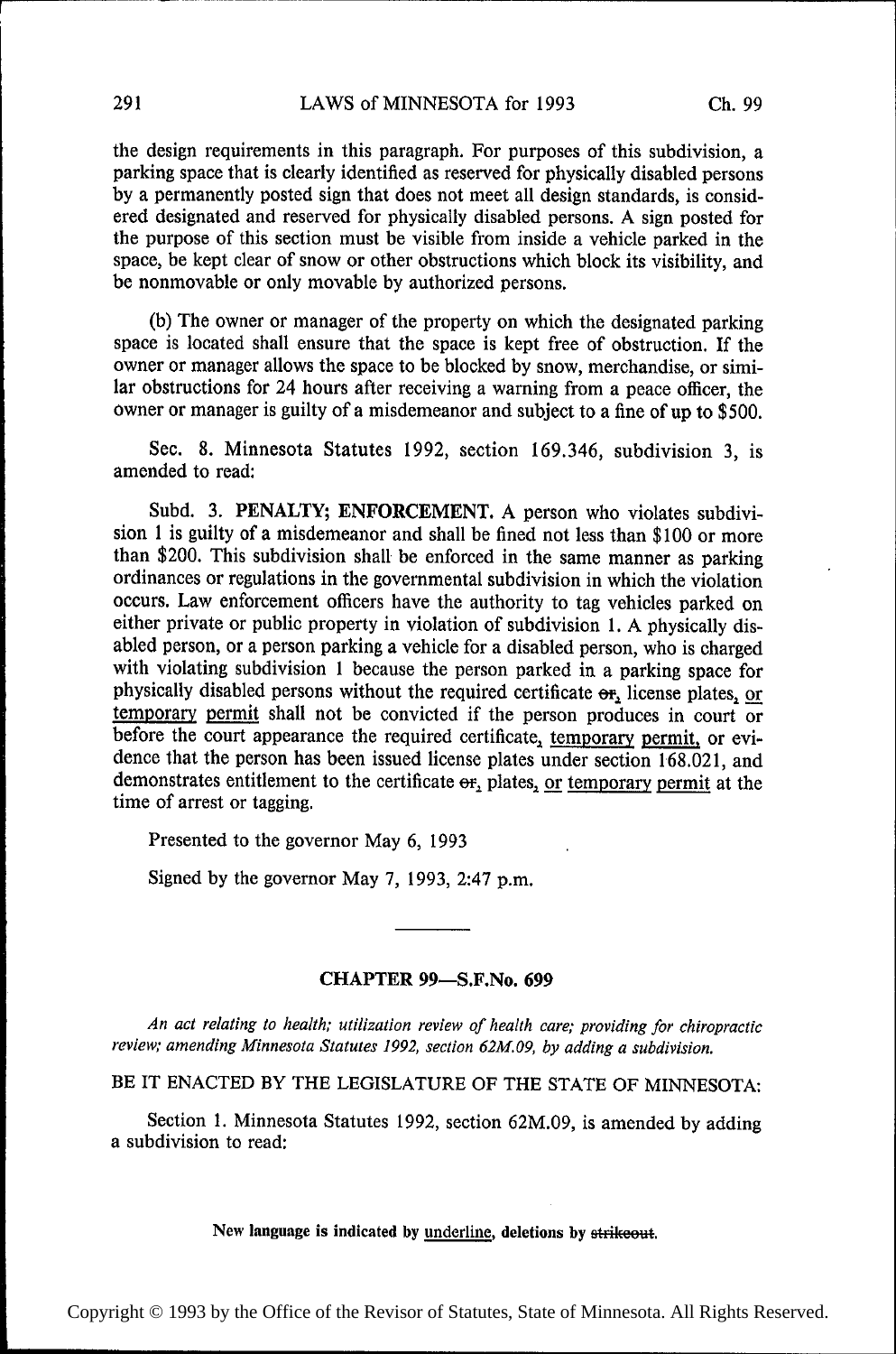the design requirements in this paragraph. For purposes of this subdivision, a parking space that is clearly identified as reserved for physically disabled persons by a permanently posted sign that does not meet all design standards, is considered designated and reserved for physically disabled persons. A sign posted for the purpose of this section must be visible from inside a vehicle parked in the space, be kept clear of snow or other obstructions which block its visibility, and be nonmovable or only movable by authorized persons.

(b) The owner or manager of the property on which the designated parking space is located shall ensure that the space is kept free of obstruction. If the owner or manager allows the space to be blocked by snow, merchandise, or similar obstructions for 24 hours after receiving a warning from a peace officer, the owner or manager is guilty of a misdemeanor and subject to a fine of up to $500.

Sec. 8. Minnesota Statutes 1992, section 169.346, subdivision 3, is amended to read:

Subd. 3. **PENALTY; ENFORCEMENT.** A person who violates subdivision 1 is guilty of a misdemeanor and shall be fined not less than $100 or more than $200. This subdivision shall be enforced in the same manner as parking ordinances or regulations in the governmental subdivision in which the violation occurs. Law enforcement officers have the authority to tag vehicles parked on either private or public property in violation of subdivision 1. A physically disabled person, or a person parking a vehicle for a disabled person, who is charged with violating subdivision 1 because the person parked in a parking space for physically disabled persons without the required certificate ~~or~~, license plates, or temporary permit shall not be convicted if the person produces in court or before the court appearance the required certificate, temporary permit, or evidence that the person has been issued license plates under section 168.021, and demonstrates entitlement to the certificate ~~or~~, plates, or temporary permit at the time of arrest or tagging.

Presented to the governor May 6, 1993

Signed by the governor May 7, 1993, 2:47 p.m.

---

## CHAPTER 99—S.F.No. 699

*An act relating to health; utilization review of health care; providing for chiropractic review; amending Minnesota Statutes 1992, section 62M.09, by adding a subdivision.*

BE IT ENACTED BY THE LEGISLATURE OF THE STATE OF MINNESOTA:

Section 1. Minnesota Statutes 1992, section 62M.09, is amended by adding a subdivision to read:

New language is indicated by underline, deletions by ~~strikeout~~.

Copyright © 1993 by the Office of the Revisor of Statutes, State of Minnesota. All Rights Reserved.